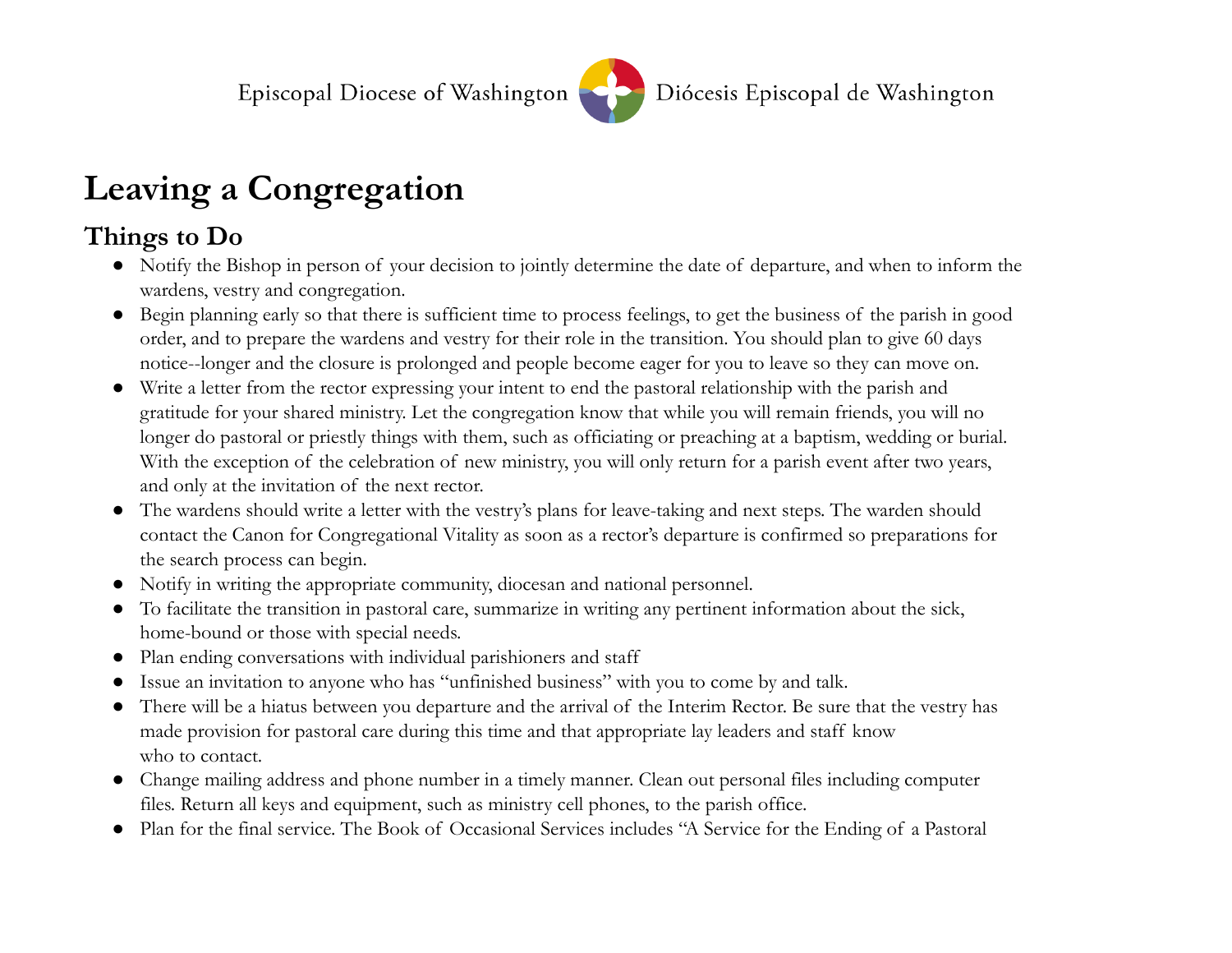Episcopal Diocese of Washington Diócesis Episcopal de Washington

# Leaving a Congregation

## Things to Do

- Notify the Bishop in person of your decision to jointly determine the date of departure, and when to inform the wardens, vestry and congregation.
- Begin planning early so that there is sufficient time to process feelings, to get the business of the parish in good order, and to prepare the wardens and vestry for their role in the transition. You should plan to give 60 days notice--longer and the closure is prolonged and people become eager for you to leave so they can move on.
- Write a letter from the rector expressing your intent to end the pastoral relationship with the parish and gratitude for your shared ministry. Let the congregation know that while you will remain friends, you will no longer do pastoral or priestly things with them, such as officiating or preaching at a baptism, wedding or burial. With the exception of the celebration of new ministry, you will only return for a parish event after two years, and only at the invitation of the next rector.
- The wardens should write a letter with the vestry's plans for leave-taking and next steps. The warden should contact the Canon for Congregational Vitality as soon as a rector's departure is confirmed so preparations for the search process can begin.
- Notify in writing the appropriate community, diocesan and national personnel.
- To facilitate the transition in pastoral care, summarize in writing any pertinent information about the sick, home-bound or those with special needs.
- Plan ending conversations with individual parishioners and staff
- Issue an invitation to anyone who has "unfinished business" with you to come by and talk.
- There will be a hiatus between you departure and the arrival of the Interim Rector. Be sure that the vestry has made provision for pastoral care during this time and that appropriate lay leaders and staff know who to contact.
- Change mailing address and phone number in a timely manner. Clean out personal files including computer files. Return all keys and equipment, such as ministry cell phones, to the parish office.
- Plan for the final service. The Book of Occasional Services includes "A Service for the Ending of a Pastoral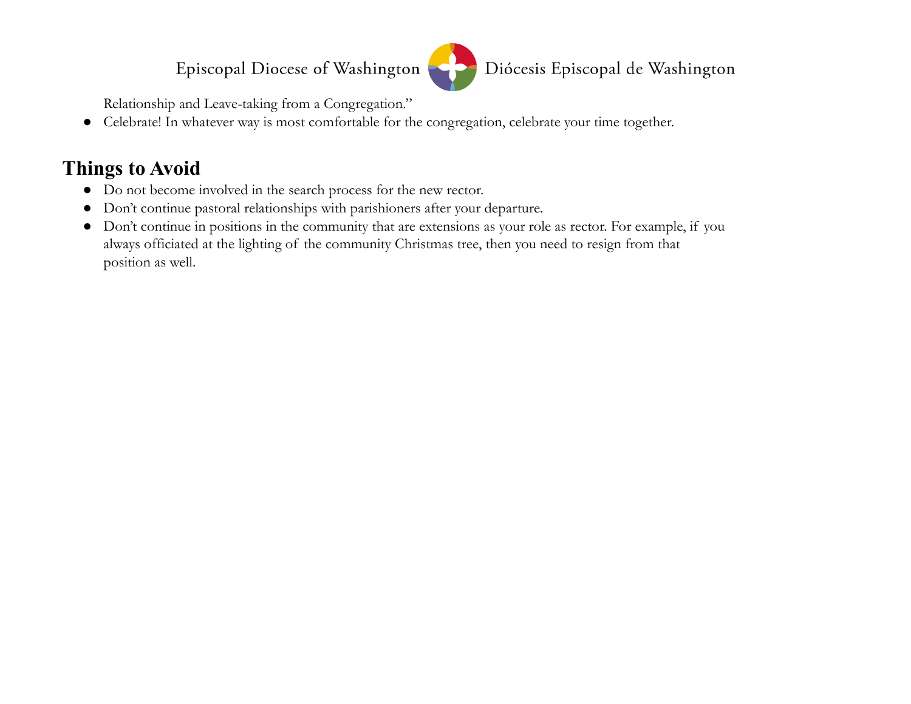Relationship and Leave-taking from a Congregation."

- Celebrate! In whatever way is most comfortable for the congregation, celebrate your time together.

## Things to Avoid

- Do not become involved in the search process for the new rector.
- Don't continue pastoral relationships with parishioners after your departure.
- Don't continue in positions in the community that are extensions as your role as rector. For example, if you always officiated at the lighting of the community Christmas tree, then you need to resign from that position as well.